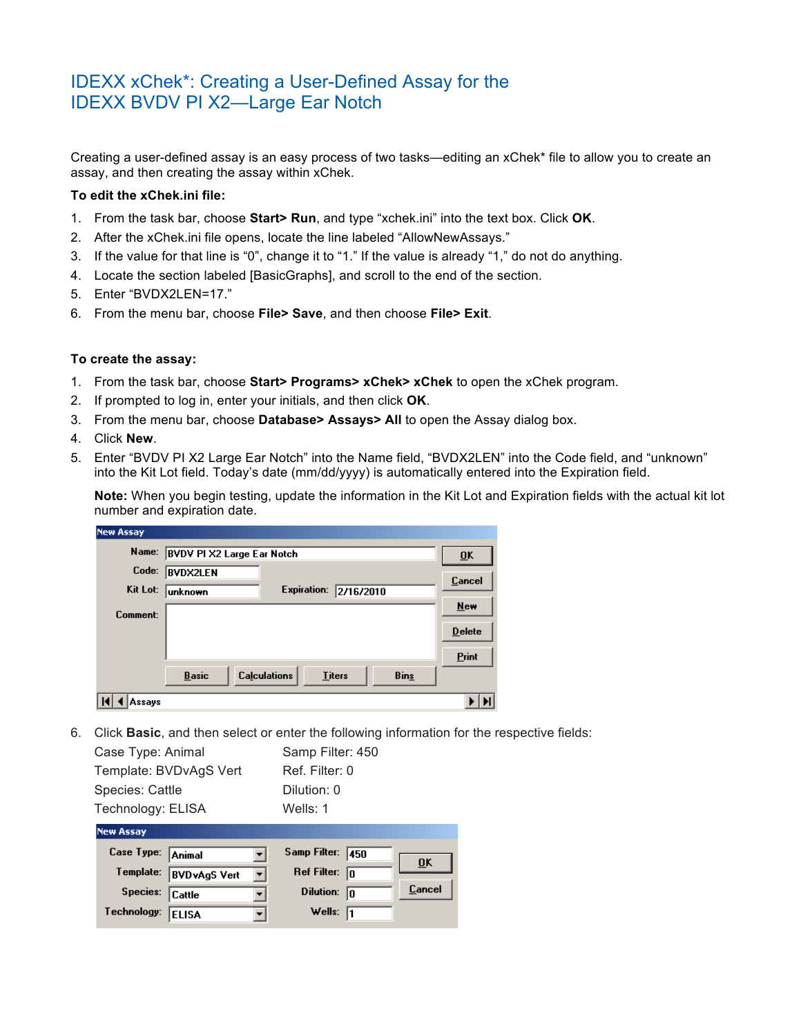# IDEXX xChek*: Creating a User-Defined Assay for the IDEXX BVDV PI X2—Large Ear Notch

Creating a user-defined assay is an easy process of two tasks—editing an xChek* file to allow you to create an assay, and then creating the assay within xChek.

**To edit the xChek.ini file:**

1. From the task bar, choose **Start> Run**, and type "xchek.ini" into the text box. Click **OK**.
2. After the xChek.ini file opens, locate the line labeled "AllowNewAssays."
3. If the value for that line is "0", change it to "1." If the value is already "1," do not do anything.
4. Locate the section labeled [BasicGraphs], and scroll to the end of the section.
5. Enter "BVDX2LEN=17."
6. From the menu bar, choose **File> Save**, and then choose **File> Exit**.

**To create the assay:**

1. From the task bar, choose **Start> Programs> xChek> xChek** to open the xChek program.
2. If prompted to log in, enter your initials, and then click **OK**.
3. From the menu bar, choose **Database> Assays> All** to open the Assay dialog box.
4. Click **New**.
5. Enter "BVDV PI X2 Large Ear Notch" into the Name field, "BVDX2LEN" into the Code field, and "unknown" into the Kit Lot field. Today's date (mm/dd/yyyy) is automatically entered into the Expiration field.

   **Note:** When you begin testing, update the information in the Kit Lot and Expiration fields with the actual kit lot number and expiration date.

   New Assay

   Name: BVDV PI X2 Large Ear Notch
   Code: BVDX2LEN
   Kit Lot: unknown    Expiration: 2/16/2010
   Comment:

   OK | Cancel | New | Delete | Print
   Basic | Calculations | Titers | Bins
   Assays

6. Click **Basic**, and then select or enter the following information for the respective fields:

   | | |
   |---|---|
   | Case Type: Animal | Samp Filter: 450 |
   | Template: BVDvAgS Vert | Ref. Filter: 0 |
   | Species: Cattle | Dilution: 0 |
   | Technology: ELISA | Wells: 1 |

   New Assay

   Case Type: Animal    Samp Filter: 450
   Template: BVDvAgS Vert    Ref Filter: 0
   Species: Cattle    Dilution: 0
   Technology: ELISA    Wells: 1

   OK | Cancel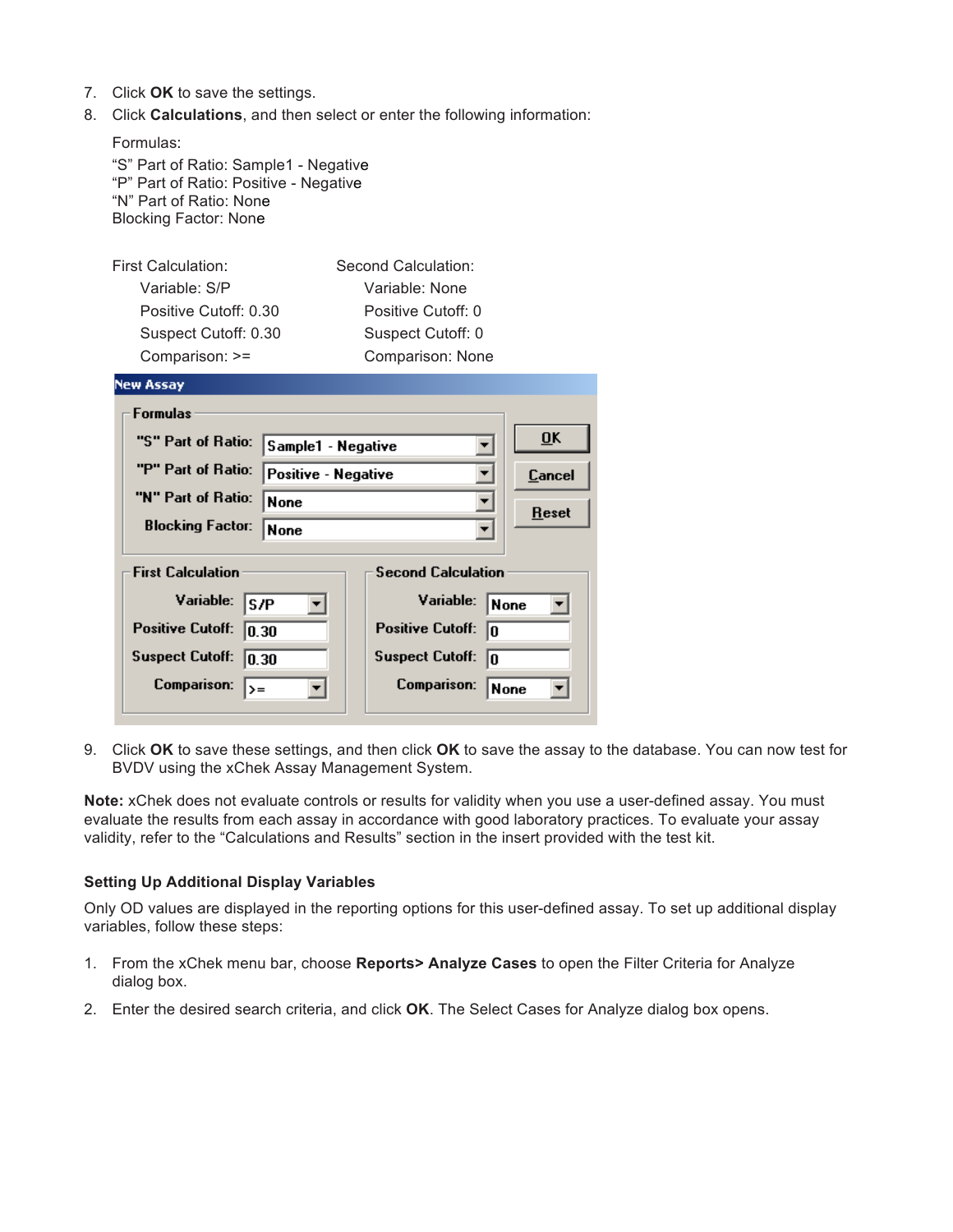7. Click **OK** to save the settings.
8. Click **Calculations**, and then select or enter the following information:

   Formulas:
   "S" Part of Ratio: Sample1 - Negative
   "P" Part of Ratio: Positive - Negative
   "N" Part of Ratio: None
   Blocking Factor: None

   First Calculation:
   - Variable: S/P
   - Positive Cutoff: 0.30
   - Suspect Cutoff: 0.30
   - Comparison: >=

   Second Calculation:
   - Variable: None
   - Positive Cutoff: 0
   - Suspect Cutoff: 0
   - Comparison: None

9. Click **OK** to save these settings, and then click **OK** to save the assay to the database. You can now test for BVDV using the xChek Assay Management System.

**Note:** xChek does not evaluate controls or results for validity when you use a user-defined assay. You must evaluate the results from each assay in accordance with good laboratory practices. To evaluate your assay validity, refer to the "Calculations and Results" section in the insert provided with the test kit.

### Setting Up Additional Display Variables

Only OD values are displayed in the reporting options for this user-defined assay. To set up additional display variables, follow these steps:

1. From the xChek menu bar, choose **Reports> Analyze Cases** to open the Filter Criteria for Analyze dialog box.
2. Enter the desired search criteria, and click **OK**. The Select Cases for Analyze dialog box opens.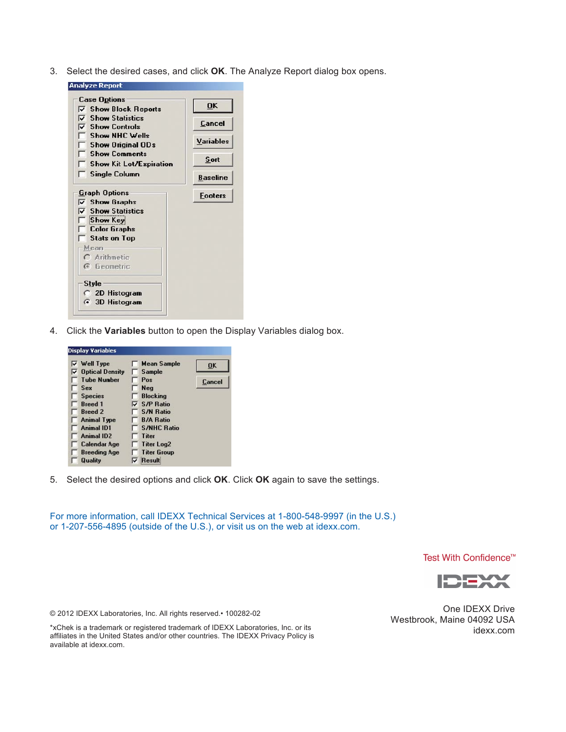3. Select the desired cases, and click **OK**. The Analyze Report dialog box opens.

Analyze Report

Case Options
- [x] Show Block Reports
- [x] Show Statistics
- [x] Show Controls
- [ ] Show NHC Wells
- [ ] Show Original ODs
- [ ] Show Comments
- [ ] Show Kit Lot/Expiration
- [ ] Single Column

Graph Options
- [x] Show Graphs
- [x] Show Statistics
- [ ] Show Key
- [ ] Color Graphs
- [ ] Stats on Top

Mean
- ( ) Arithmetic
- (•) Geometric

Style
- ( ) 2D Histogram
- (•) 3D Histogram

OK | Cancel | Variables | Sort | Baseline | Footers

4. Click the **Variables** button to open the Display Variables dialog box.

Display Variables

- [x] Well Type
- [x] Optical Density
- [ ] Tube Number
- [ ] Sex
- [ ] Species
- [ ] Breed 1
- [ ] Breed 2
- [ ] Animal Type
- [ ] Animal ID1
- [ ] Animal ID2
- [ ] Calendar Age
- [ ] Breeding Age
- [ ] Quality
- [ ] Mean Sample
- [ ] Sample
- [ ] Pos
- [ ] Neg
- [ ] Blocking
- [x] S/P Ratio
- [ ] S/N Ratio
- [ ] B/A Ratio
- [ ] S/NHC Ratio
- [ ] Titer
- [ ] Titer Log2
- [ ] Titer Group
- [x] Result

OK | Cancel

5. Select the desired options and click **OK**. Click **OK** again to save the settings.

For more information, call IDEXX Technical Services at 1-800-548-9997 (in the U.S.) or 1-207-556-4895 (outside of the U.S.), or visit us on the web at idexx.com.

Test With Confidence™

IDEXX

© 2012 IDEXX Laboratories, Inc. All rights reserved.• 100282-02

*xChek is a trademark or registered trademark of IDEXX Laboratories, Inc. or its affiliates in the United States and/or other countries. The IDEXX Privacy Policy is available at idexx.com.

One IDEXX Drive
Westbrook, Maine 04092 USA
idexx.com